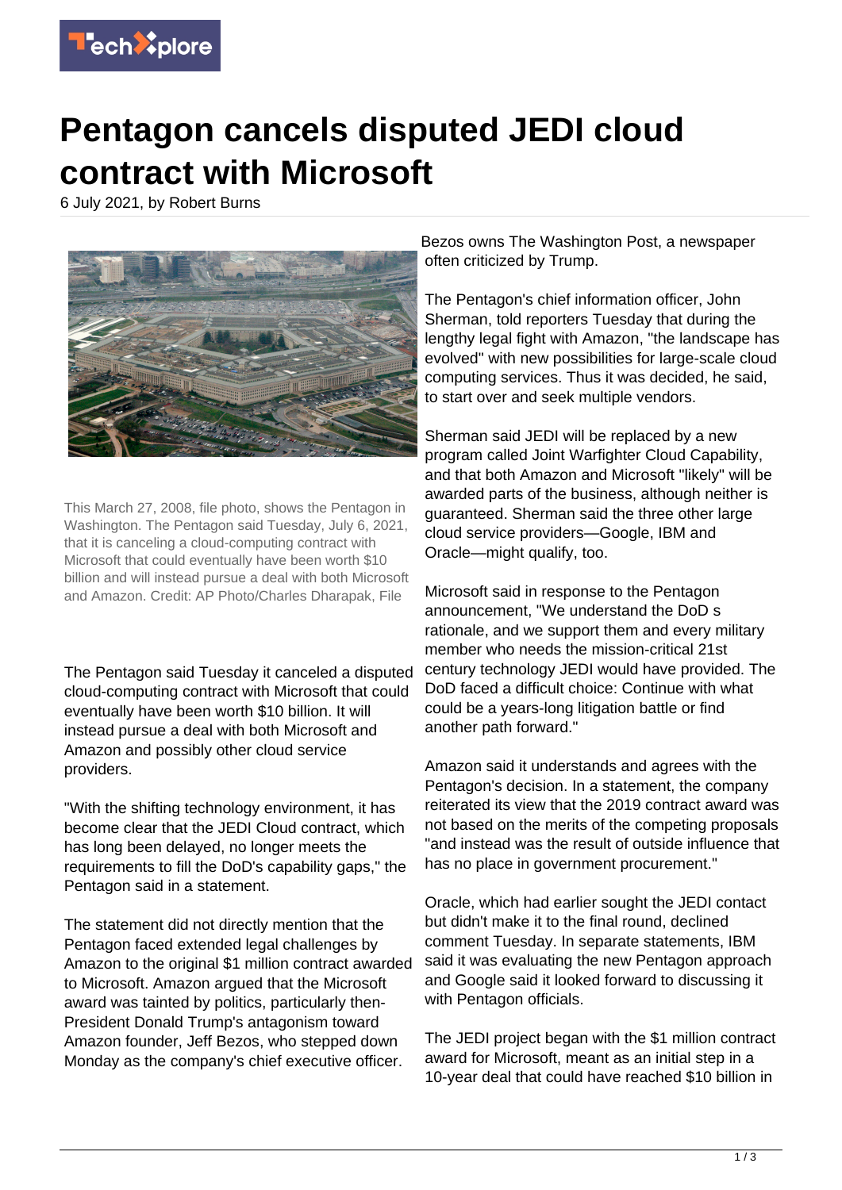# Pentagon cancels disputed JEDI cloud contract with Microsoft

6 July 2021, by Robert Burns

This March 27, 2008, file photo, shows the Pentagon in Washington. The Pentagon said Tuesday, July 6, 2021, that it is canceling a cloud-computing contract with Microsoft that could eventually have been worth $10 billion and will instead pursue a deal with both Microsoft and Amazon. Credit: AP Photo/Charles Dharapak, File

The Pentagon said Tuesday it canceled a disputed cloud-computing contract with Microsoft that could eventually have been worth $10 billion. It will instead pursue a deal with both Microsoft and Amazon and possibly other cloud service providers.

"With the shifting technology environment, it has become clear that the JEDI Cloud contract, which has long been delayed, no longer meets the requirements to fill the DoD's capability gaps," the Pentagon said in a statement.

The statement did not directly mention that the Pentagon faced extended legal challenges by Amazon to the original $1 million contract awarded to Microsoft. Amazon argued that the Microsoft award was tainted by politics, particularly then-President Donald Trump's antagonism toward Amazon founder, Jeff Bezos, who stepped down Monday as the company's chief executive officer. Bezos owns The Washington Post, a newspaper often criticized by Trump.

The Pentagon's chief information officer, John Sherman, told reporters Tuesday that during the lengthy legal fight with Amazon, "the landscape has evolved" with new possibilities for large-scale cloud computing services. Thus it was decided, he said, to start over and seek multiple vendors.

Sherman said JEDI will be replaced by a new program called Joint Warfighter Cloud Capability, and that both Amazon and Microsoft "likely" will be awarded parts of the business, although neither is guaranteed. Sherman said the three other large cloud service providers—Google, IBM and Oracle—might qualify, too.

Microsoft said in response to the Pentagon announcement, "We understand the DoD s rationale, and we support them and every military member who needs the mission-critical 21st century technology JEDI would have provided. The DoD faced a difficult choice: Continue with what could be a years-long litigation battle or find another path forward."

Amazon said it understands and agrees with the Pentagon's decision. In a statement, the company reiterated its view that the 2019 contract award was not based on the merits of the competing proposals "and instead was the result of outside influence that has no place in government procurement."

Oracle, which had earlier sought the JEDI contact but didn't make it to the final round, declined comment Tuesday. In separate statements, IBM said it was evaluating the new Pentagon approach and Google said it looked forward to discussing it with Pentagon officials.

The JEDI project began with the $1 million contract award for Microsoft, meant as an initial step in a 10-year deal that could have reached $10 billion in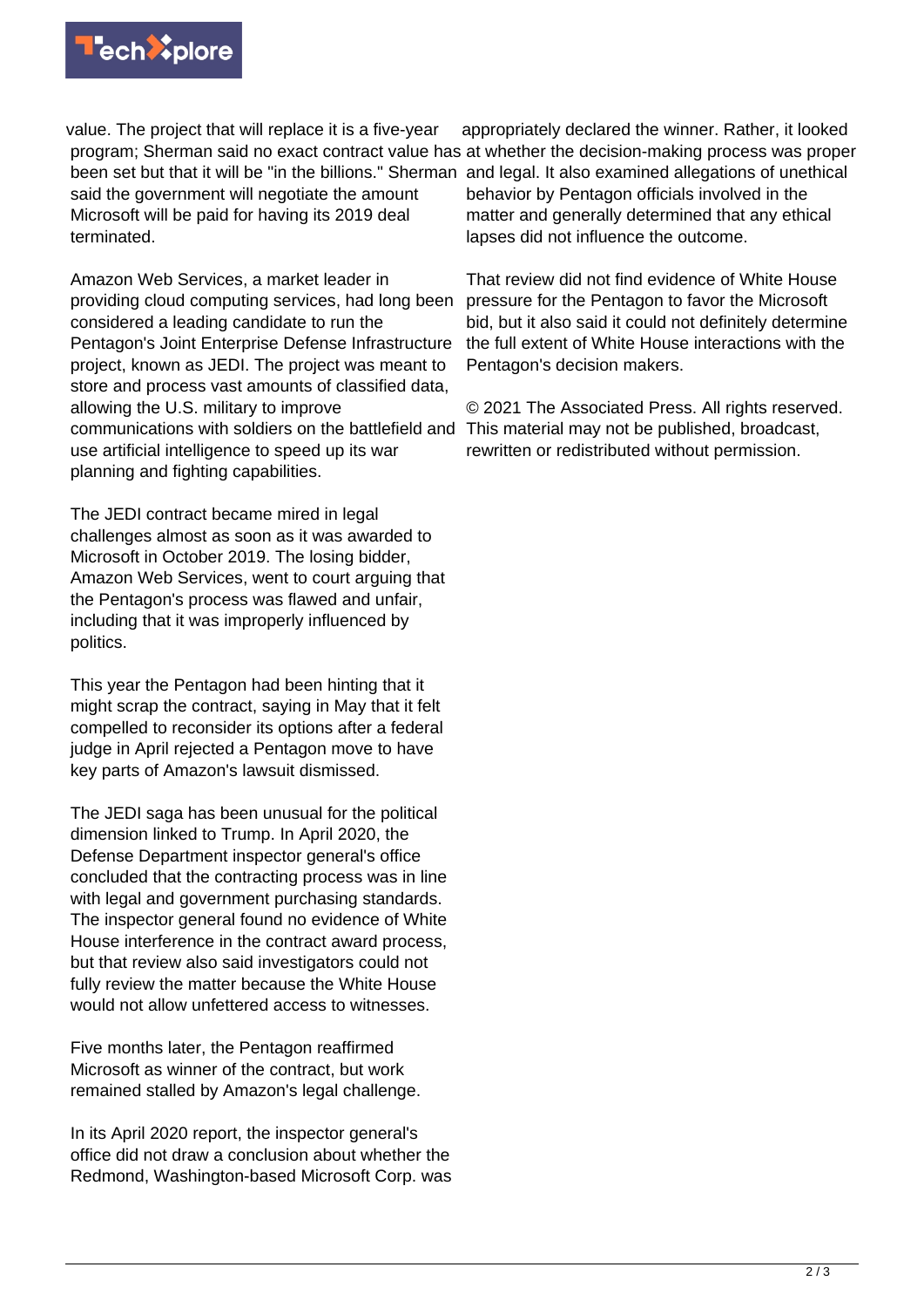value. The project that will replace it is a five-year program; Sherman said no exact contract value has been set but that it will be "in the billions." Sherman said the government will negotiate the amount Microsoft will be paid for having its 2019 deal terminated.

Amazon Web Services, a market leader in providing cloud computing services, had long been considered a leading candidate to run the Pentagon's Joint Enterprise Defense Infrastructure project, known as JEDI. The project was meant to store and process vast amounts of classified data, allowing the U.S. military to improve communications with soldiers on the battlefield and use artificial intelligence to speed up its war planning and fighting capabilities.

The JEDI contract became mired in legal challenges almost as soon as it was awarded to Microsoft in October 2019. The losing bidder, Amazon Web Services, went to court arguing that the Pentagon's process was flawed and unfair, including that it was improperly influenced by politics.

This year the Pentagon had been hinting that it might scrap the contract, saying in May that it felt compelled to reconsider its options after a federal judge in April rejected a Pentagon move to have key parts of Amazon's lawsuit dismissed.

The JEDI saga has been unusual for the political dimension linked to Trump. In April 2020, the Defense Department inspector general's office concluded that the contracting process was in line with legal and government purchasing standards. The inspector general found no evidence of White House interference in the contract award process, but that review also said investigators could not fully review the matter because the White House would not allow unfettered access to witnesses.

Five months later, the Pentagon reaffirmed Microsoft as winner of the contract, but work remained stalled by Amazon's legal challenge.

In its April 2020 report, the inspector general's office did not draw a conclusion about whether the Redmond, Washington-based Microsoft Corp. was appropriately declared the winner. Rather, it looked at whether the decision-making process was proper and legal. It also examined allegations of unethical behavior by Pentagon officials involved in the matter and generally determined that any ethical lapses did not influence the outcome.

That review did not find evidence of White House pressure for the Pentagon to favor the Microsoft bid, but it also said it could not definitely determine the full extent of White House interactions with the Pentagon's decision makers.

© 2021 The Associated Press. All rights reserved. This material may not be published, broadcast, rewritten or redistributed without permission.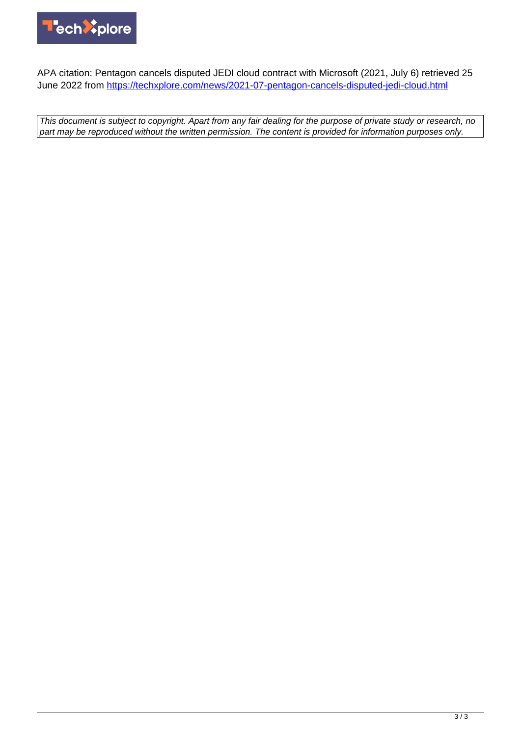APA citation: Pentagon cancels disputed JEDI cloud contract with Microsoft (2021, July 6) retrieved 25 June 2022 from https://techxplore.com/news/2021-07-pentagon-cancels-disputed-jedi-cloud.html

*This document is subject to copyright. Apart from any fair dealing for the purpose of private study or research, no part may be reproduced without the written permission. The content is provided for information purposes only.*